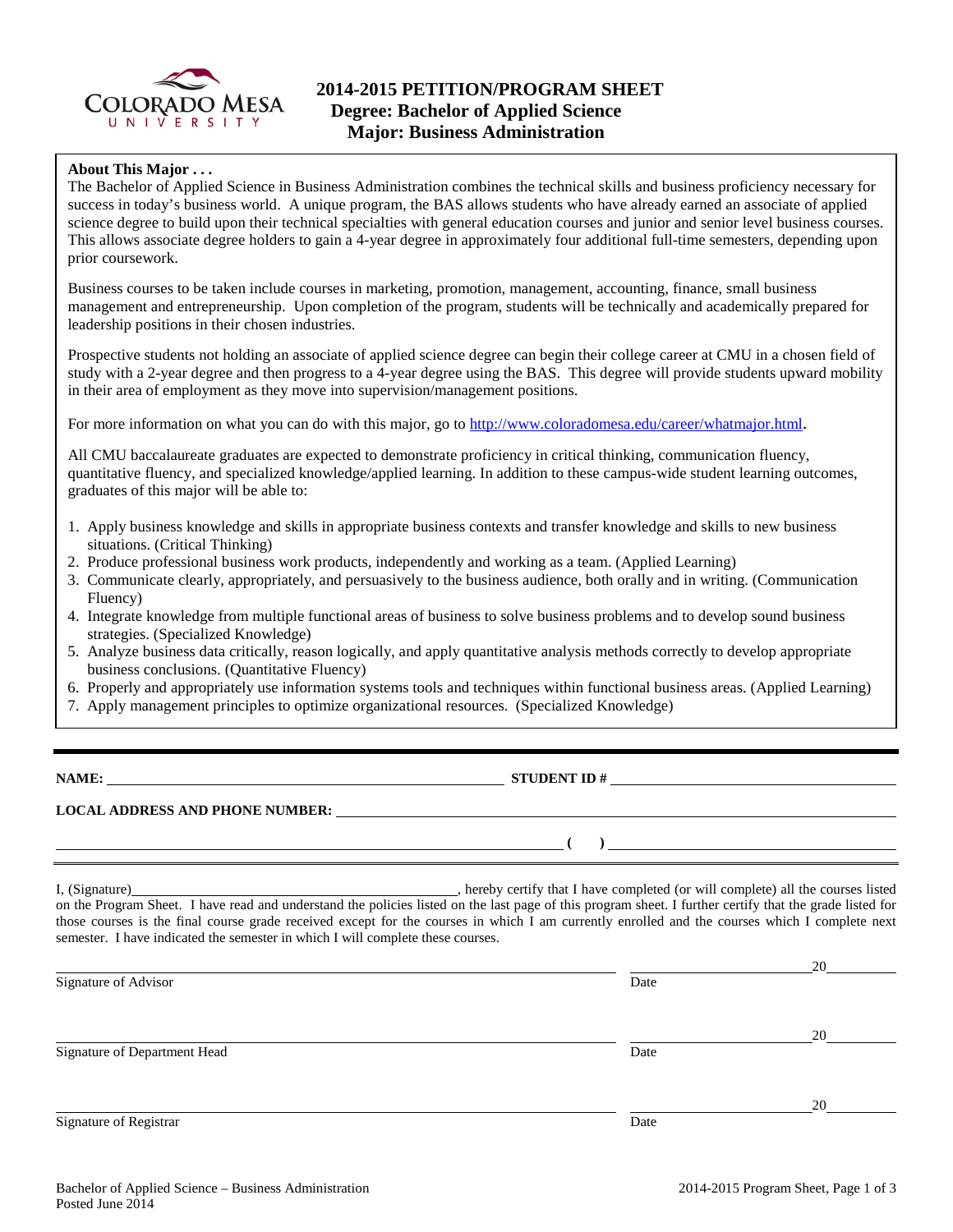# 2014-2015 PETITION/PROGRAM SHEET
## Degree: Bachelor of Applied Science
## Major: Business Administration

**About This Major . . .**

The Bachelor of Applied Science in Business Administration combines the technical skills and business proficiency necessary for success in today's business world. A unique program, the BAS allows students who have already earned an associate of applied science degree to build upon their technical specialties with general education courses and junior and senior level business courses. This allows associate degree holders to gain a 4-year degree in approximately four additional full-time semesters, depending upon prior coursework.

Business courses to be taken include courses in marketing, promotion, management, accounting, finance, small business management and entrepreneurship. Upon completion of the program, students will be technically and academically prepared for leadership positions in their chosen industries.

Prospective students not holding an associate of applied science degree can begin their college career at CMU in a chosen field of study with a 2-year degree and then progress to a 4-year degree using the BAS. This degree will provide students upward mobility in their area of employment as they move into supervision/management positions.

For more information on what you can do with this major, go to http://www.coloradomesa.edu/career/whatmajor.html.

All CMU baccalaureate graduates are expected to demonstrate proficiency in critical thinking, communication fluency, quantitative fluency, and specialized knowledge/applied learning. In addition to these campus-wide student learning outcomes, graduates of this major will be able to:

1. Apply business knowledge and skills in appropriate business contexts and transfer knowledge and skills to new business situations. (Critical Thinking)
2. Produce professional business work products, independently and working as a team. (Applied Learning)
3. Communicate clearly, appropriately, and persuasively to the business audience, both orally and in writing. (Communication Fluency)
4. Integrate knowledge from multiple functional areas of business to solve business problems and to develop sound business strategies. (Specialized Knowledge)
5. Analyze business data critically, reason logically, and apply quantitative analysis methods correctly to develop appropriate business conclusions. (Quantitative Fluency)
6. Properly and appropriately use information systems tools and techniques within functional business areas. (Applied Learning)
7. Apply management principles to optimize organizational resources. (Specialized Knowledge)

---

**NAME:** ______________________ **STUDENT ID #** ______________________

**LOCAL ADDRESS AND PHONE NUMBER:** ______________________

______________________ **( )** ______________________

I, (Signature)______________________, hereby certify that I have completed (or will complete) all the courses listed on the Program Sheet. I have read and understand the policies listed on the last page of this program sheet. I further certify that the grade listed for those courses is the final course grade received except for the courses in which I am currently enrolled and the courses which I complete next semester. I have indicated the semester in which I will complete these courses.

______________________ Signature of Advisor ______________________ Date 20____

______________________ Signature of Department Head ______________________ Date 20____

______________________ Signature of Registrar ______________________ Date 20____

Bachelor of Applied Science – Business Administration
Posted June 2014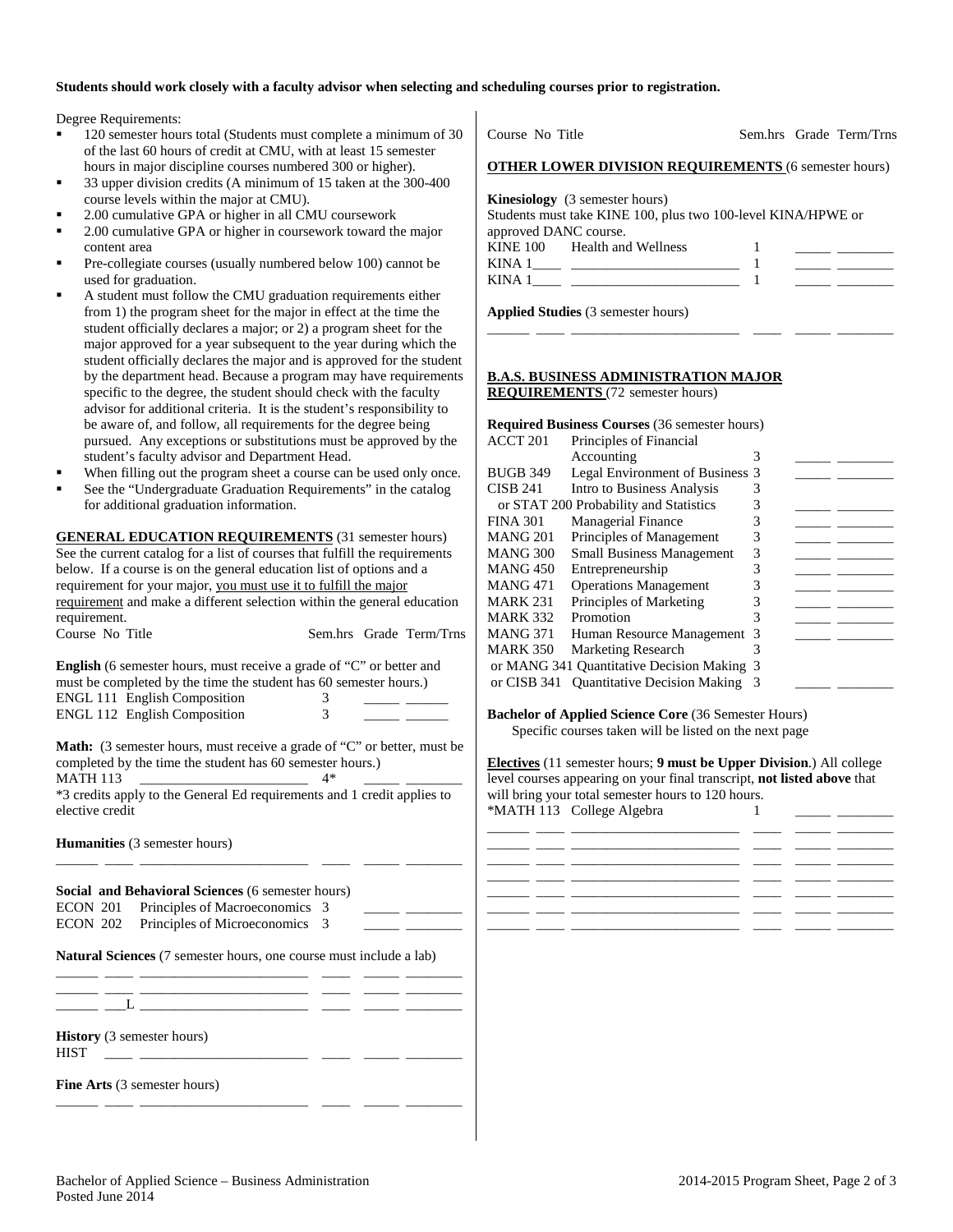**Students should work closely with a faculty advisor when selecting and scheduling courses prior to registration.**

Degree Requirements:

- 120 semester hours total (Students must complete a minimum of 30 of the last 60 hours of credit at CMU, with at least 15 semester hours in major discipline courses numbered 300 or higher).
- 33 upper division credits (A minimum of 15 taken at the 300-400 course levels within the major at CMU).
- 2.00 cumulative GPA or higher in all CMU coursework
- 2.00 cumulative GPA or higher in coursework toward the major content area
- Pre-collegiate courses (usually numbered below 100) cannot be used for graduation.
- A student must follow the CMU graduation requirements either from 1) the program sheet for the major in effect at the time the student officially declares a major; or 2) a program sheet for the major approved for a year subsequent to the year during which the student officially declares the major and is approved for the student by the department head. Because a program may have requirements specific to the degree, the student should check with the faculty advisor for additional criteria. It is the student's responsibility to be aware of, and follow, all requirements for the degree being pursued. Any exceptions or substitutions must be approved by the student's faculty advisor and Department Head.
- When filling out the program sheet a course can be used only once.
- See the "Undergraduate Graduation Requirements" in the catalog for additional graduation information.

**GENERAL EDUCATION REQUIREMENTS** (31 semester hours)
See the current catalog for a list of courses that fulfill the requirements below. If a course is on the general education list of options and a requirement for your major, you must use it to fulfill the major requirement and make a different selection within the general education requirement.

| Course No | Title | Sem.hrs | Grade | Term/Trns |
|---|---|---|---|---|

**English** (6 semester hours, must receive a grade of "C" or better and must be completed by the time the student has 60 semester hours.)

| Course No | Title | Sem.hrs | Grade | Term/Trns |
|---|---|---|---|---|
| ENGL 111 | English Composition | 3 | _____ | ______ |
| ENGL 112 | English Composition | 3 | _____ | ______ |

**Math:** (3 semester hours, must receive a grade of "C" or better, must be completed by the time the student has 60 semester hours.)

| Course No | Title | Sem.hrs | Grade | Term/Trns |
|---|---|---|---|---|
| MATH 113 | ________________________ | 4* | _____ | ________ |

*3 credits apply to the General Ed requirements and 1 credit applies to elective credit

**Humanities** (3 semester hours)

| Course No | Title | Sem.hrs | Grade | Term/Trns |
|---|---|---|---|---|
| ______ ____ | ________________________ | ____ | _____ | ________ |

**Social and Behavioral Sciences** (6 semester hours)

| Course No | Title | Sem.hrs | Grade | Term/Trns |
|---|---|---|---|---|
| ECON 201 | Principles of Macroeconomics | 3 | _____ | ________ |
| ECON 202 | Principles of Microeconomics | 3 | _____ | ________ |

**Natural Sciences** (7 semester hours, one course must include a lab)

| Course No | Title | Sem.hrs | Grade | Term/Trns |
|---|---|---|---|---|
| ______ ____ | ________________________ | ____ | _____ | ________ |
| ______ ____ | ________________________ | ____ | _____ | ________ |
| ______ ___L | ________________________ | ____ | _____ | ________ |

**History** (3 semester hours)

| Course No | Title | Sem.hrs | Grade | Term/Trns |
|---|---|---|---|---|
| HIST ____ | ________________________ | ____ | _____ | ________ |

**Fine Arts** (3 semester hours)

| Course No | Title | Sem.hrs | Grade | Term/Trns |
|---|---|---|---|---|
| ______ ____ | ________________________ | ____ | _____ | ________ |

**OTHER LOWER DIVISION REQUIREMENTS** (6 semester hours)

**Kinesiology** (3 semester hours)
Students must take KINE 100, plus two 100-level KINA/HPWE or approved DANC course.

| Course No | Title | Sem.hrs | Grade | Term/Trns |
|---|---|---|---|---|
| KINE 100 | Health and Wellness | 1 | _____ | ________ |
| KINA 1____ | ________________________ | 1 | _____ | ________ |
| KINA 1____ | ________________________ | 1 | _____ | ________ |

**Applied Studies** (3 semester hours)

| Course No | Title | Sem.hrs | Grade | Term/Trns |
|---|---|---|---|---|
| ______ ____ | ________________________ | ____ | _____ | ________ |

**B.A.S. BUSINESS ADMINISTRATION MAJOR REQUIREMENTS** (72 semester hours)

**Required Business Courses** (36 semester hours)

| Course No | Title | Sem.hrs | Grade | Term/Trns |
|---|---|---|---|---|
| ACCT 201 | Principles of Financial Accounting | 3 | _____ | ________ |
| BUGB 349 | Legal Environment of Business | 3 | _____ | ________ |
| CISB 241 | Intro to Business Analysis | 3 | | |
| or STAT 200 | Probability and Statistics | 3 | _____ | ________ |
| FINA 301 | Managerial Finance | 3 | _____ | ________ |
| MANG 201 | Principles of Management | 3 | _____ | ________ |
| MANG 300 | Small Business Management | 3 | _____ | ________ |
| MANG 450 | Entrepreneurship | 3 | _____ | ________ |
| MANG 471 | Operations Management | 3 | _____ | ________ |
| MARK 231 | Principles of Marketing | 3 | _____ | ________ |
| MARK 332 | Promotion | 3 | _____ | ________ |
| MANG 371 | Human Resource Management | 3 | _____ | ________ |
| MARK 350 | Marketing Research | 3 | | |
| or MANG 341 | Quantitative Decision Making | 3 | | |
| or CISB 341 | Quantitative Decision Making | 3 | _____ | ________ |

**Bachelor of Applied Science Core** (36 Semester Hours)
Specific courses taken will be listed on the next page

**Electives** (11 semester hours; **9 must be Upper Division**.) All college level courses appearing on your final transcript, **not listed above** that will bring your total semester hours to 120 hours.

| Course No | Title | Sem.hrs | Grade | Term/Trns |
|---|---|---|---|---|
| *MATH 113 | College Algebra | 1 | _____ | ________ |
| ______ ____ | ________________________ | ____ | _____ | ________ |
| ______ ____ | ________________________ | ____ | _____ | ________ |
| ______ ____ | ________________________ | ____ | _____ | ________ |
| ______ ____ | ________________________ | ____ | _____ | ________ |
| ______ ____ | ________________________ | ____ | _____ | ________ |
| ______ ____ | ________________________ | ____ | _____ | ________ |
| ______ ____ | ________________________ | ____ | _____ | ________ |

Bachelor of Applied Science – Business Administration
Posted June 2014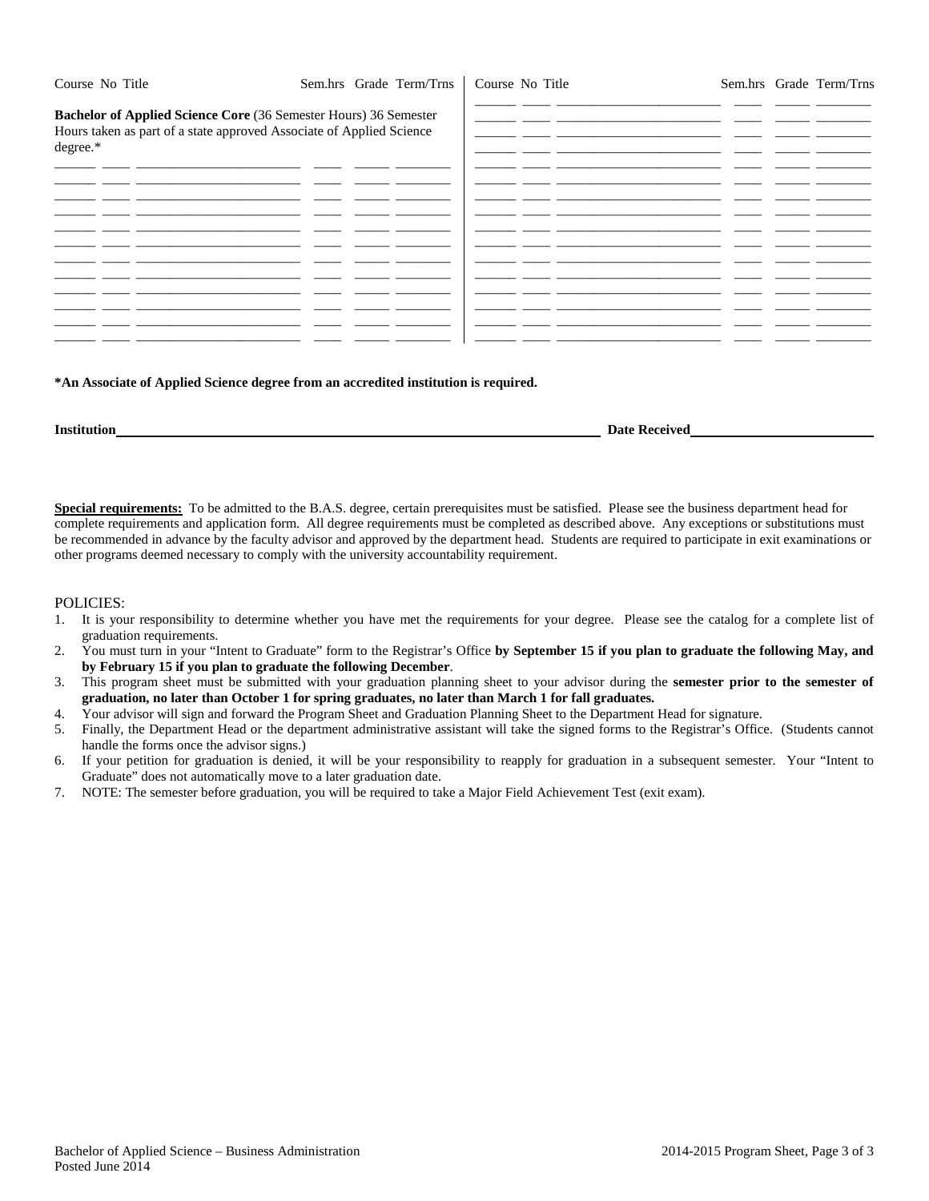| Course | No | Title | Sem.hrs | Grade | Term/Trns |
|---|---|---|---|---|---|

**Bachelor of Applied Science Core** (36 Semester Hours) 36 Semester Hours taken as part of a state approved Associate of Applied Science degree.*

| Course | No | Title | Sem.hrs | Grade | Term/Trns |
|---|---|---|---|---|---|
| | | | | | |
| | | | | | |
| | | | | | |
| | | | | | |
| | | | | | |
| | | | | | |
| | | | | | |
| | | | | | |
| | | | | | |
| | | | | | |
| | | | | | |
| | | | | | |

**\*An Associate of Applied Science degree from an accredited institution is required.**

**Institution**______________________________ **Date Received**______________________________

**Special requirements:** To be admitted to the B.A.S. degree, certain prerequisites must be satisfied. Please see the business department head for complete requirements and application form. All degree requirements must be completed as described above. Any exceptions or substitutions must be recommended in advance by the faculty advisor and approved by the department head. Students are required to participate in exit examinations or other programs deemed necessary to comply with the university accountability requirement.

POLICIES:

1. It is your responsibility to determine whether you have met the requirements for your degree. Please see the catalog for a complete list of graduation requirements.
2. You must turn in your "Intent to Graduate" form to the Registrar's Office **by September 15 if you plan to graduate the following May, and by February 15 if you plan to graduate the following December**.
3. This program sheet must be submitted with your graduation planning sheet to your advisor during the **semester prior to the semester of graduation, no later than October 1 for spring graduates, no later than March 1 for fall graduates.**
4. Your advisor will sign and forward the Program Sheet and Graduation Planning Sheet to the Department Head for signature.
5. Finally, the Department Head or the department administrative assistant will take the signed forms to the Registrar's Office. (Students cannot handle the forms once the advisor signs.)
6. If your petition for graduation is denied, it will be your responsibility to reapply for graduation in a subsequent semester. Your "Intent to Graduate" does not automatically move to a later graduation date.
7. NOTE: The semester before graduation, you will be required to take a Major Field Achievement Test (exit exam).